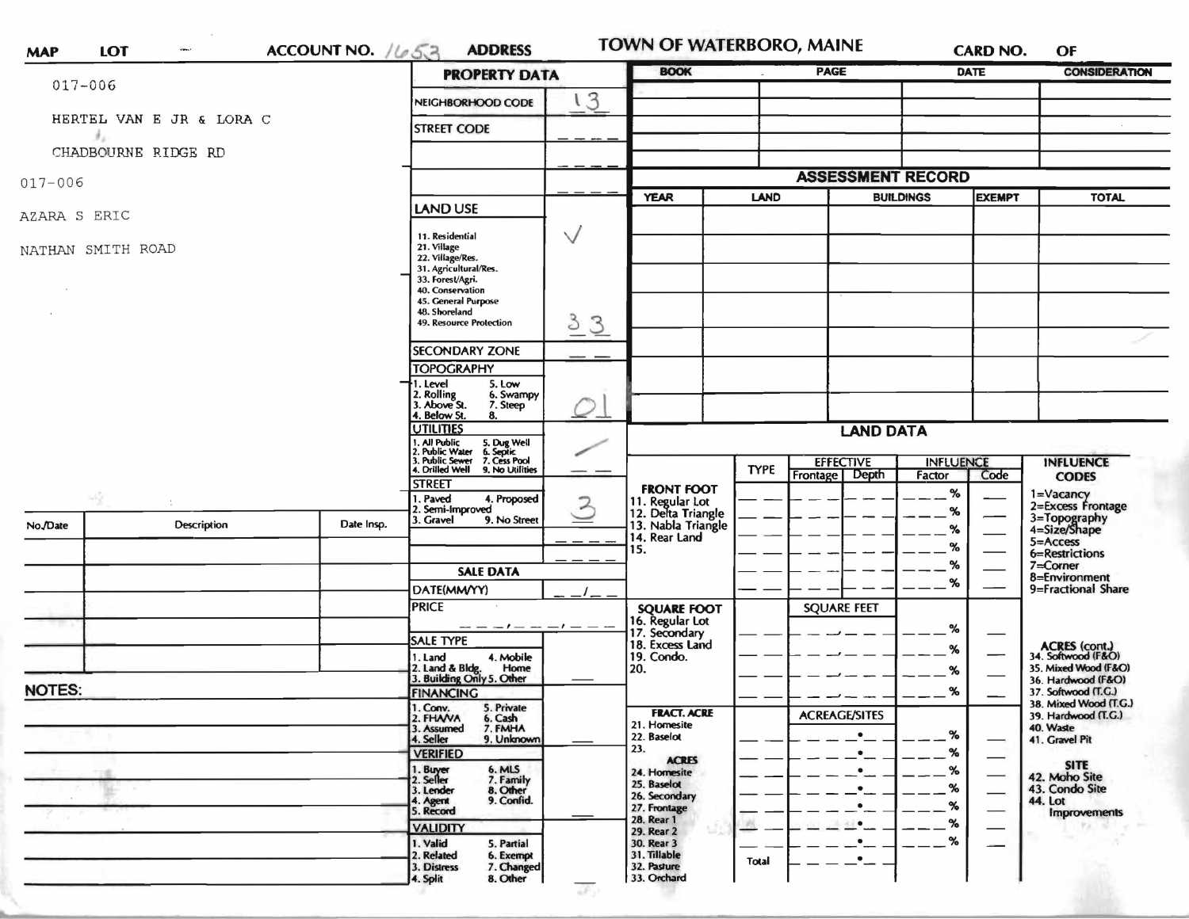# TOWN OF WATERBORO, MAINE

**MAP** **LOT** **ACCOUNT NO.** 1653 **ADDRESS** **CARD NO.** **OF**

017-006

HERTEL VAN E JR & LORA C

CHADBOURNE RIDGE RD

017-006

AZARA S ERIC

NATHAN SMITH ROAD

## PROPERTY DATA

| Field | Value |
|---|---|
| NEIGHBORHOOD CODE | 13 |
| STREET CODE | |

**LAND USE** ✓ 33

11. Residential
21. Village
22. Village/Res.
31. Agricultural/Res.
33. Forest/Agri.
40. Conservation
45. General Purpose
48. Shoreland
49. Resource Protection

**SECONDARY ZONE**

**TOPOGRAPHY** 01

1. Level
2. Rolling
3. Above St.
4. Below St.
5. Low
6. Swampy
7. Steep
8.

**UTILITIES** /

1. All Public
2. Public Water
3. Public Sewer
4. Drilled Well
5. Dug Well
6. Septic
7. Cess Pool
9. No Utilities

**STREET** 3

1. Paved
2. Semi-Improved
3. Gravel
4. Proposed
9. No Street

## SALE DATA

DATE(MM/YY)

PRICE

**SALE TYPE**

1. Land
2. Land & Bldg.
3. Building Only
4. Mobile Home
5. Other

**FINANCING**

1. Conv.
2. FHA/VA
3. Assumed
4. Seller
5. Private
6. Cash
7. FMHA
9. Unknown

**VERIFIED**

1. Buyer
2. Seller
3. Lender
4. Agent
5. Record
6. MLS
7. Family
8. Other
9. Confid.

**VALIDITY**

1. Valid
2. Related
3. Distress
4. Split
5. Partial
6. Exempt
7. Changed
8. Other

| BOOK | PAGE | DATE | CONSIDERATION |
|---|---|---|---|
| | | | |
| | | | |
| | | | |
| | | | |
| | | | |

## ASSESSMENT RECORD

| YEAR | LAND | BUILDINGS | EXEMPT | TOTAL |
|---|---|---|---|---|
| | | | | |
| | | | | |
| | | | | |
| | | | | |
| | | | | |
| | | | | |
| | | | | |

## LAND DATA

| | TYPE | EFFECTIVE Frontage | EFFECTIVE Depth | INFLUENCE Factor | INFLUENCE Code |
|---|---|---|---|---|---|
| **FRONT FOOT** | | | | | |
| 11. Regular Lot | | | | % | |
| 12. Delta Triangle | | | | % | |
| 13. Nabla Triangle | | | | % | |
| 14. Rear Land | | | | % | |
| 15. | | | | % | |
| | | | | % | |
| **SQUARE FOOT** | | SQUARE FEET | | | |
| 16. Regular Lot | | | | % | |
| 17. Secondary | | | | % | |
| 18. Excess Land | | | | % | |
| 19. Condo. | | | | % | |
| 20. | | | | | |
| **FRACT. ACRE** | | ACREAGE/SITES | | | |
| 21. Homesite | | | | % | |
| 22. Baselot | | | | % | |
| 23. | | | | % | |
| **ACRES** | | | | | |
| 24. Homesite | | | | % | |
| 25. Baselot | | | | % | |
| 26. Secondary | | | | % | |
| 27. Frontage | | | | % | |
| 28. Rear 1 | | | | % | |
| 29. Rear 2 | | | | % | |
| 30. Rear 3 | | | | % | |
| 31. Tillable | Total | | | | |
| 32. Pasture | | | | | |
| 33. Orchard | | | | | |

**INFLUENCE CODES**

1=Vacancy
2=Excess Frontage
3=Topography
4=Size/Shape
5=Access
6=Restrictions
7=Corner
8=Environment
9=Fractional Share

**ACRES (cont.)**

34. Softwood (F&O)
35. Mixed Wood (F&O)
36. Hardwood (F&O)
37. Softwood (T.G.)
38. Mixed Wood (T.G.)
39. Hardwood (T.G.)
40. Waste
41. Gravel Pit

**SITE**

42. Moho Site
43. Condo Site
44. Lot Improvements

| No./Date | Description | Date Insp. |
|---|---|---|
| | | |
| | | |
| | | |
| | | |
| | | |
| | | |

**NOTES:**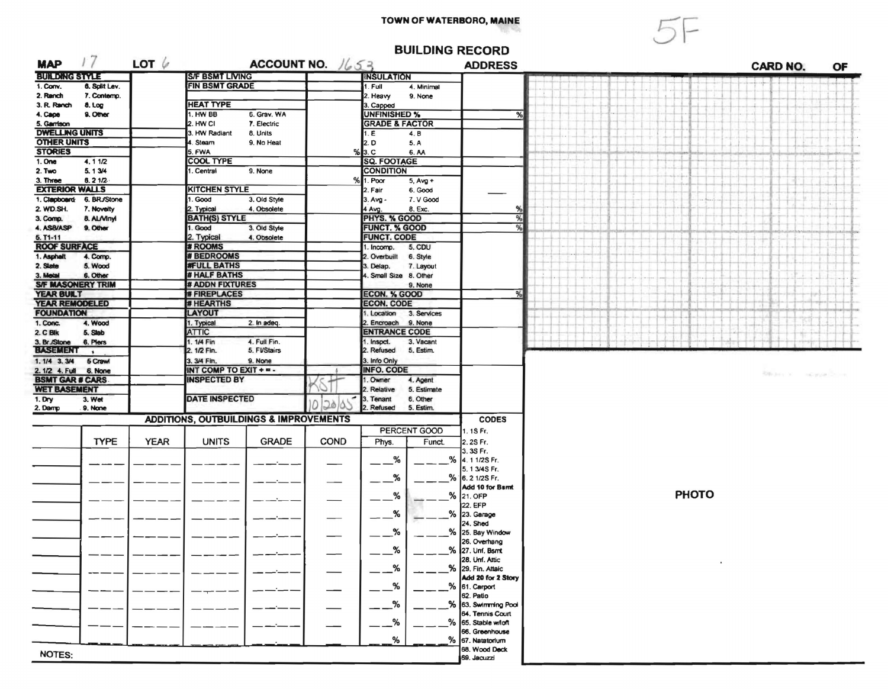# TOWN OF WATERBORO, MAINE

5F

## BUILDING RECORD

MAP 17 LOT 6 ACCOUNT NO. 1653 ADDRESS CARD NO. OF

| | | | | | |
|---|---|---|---|---|---|
| **BUILDING STYLE** 1. Conv. 6. Split Lev. 2. Ranch 7. Contemp. 3. R. Ranch 8. Log 4. Cape 9. Other 5. Garrison | | **S/F BSMT LIVING** | | **INSULATION** 1. Full 4. Minimal 2. Heavy 9. None 3. Capped | |
| **DWELLING UNITS** | | **FIN BSMT GRADE** | | **UNFINISHED %** | % |
| **OTHER UNITS** | | **HEAT TYPE** 1. HW BB 6. Grav. WA 2. HW CI 7. Electric 3. HW Radiant 8. Units 4. Steam 9. No Heat 5. FWA | % | **GRADE & FACTOR** 1. E 4. B 2. D 5. A 3. C 6. AA | |
| **STORIES** 1. One 4. 1 1/2 2. Two 5. 1 3/4 3. Three 6. 2 1/2 | | **COOL TYPE** 1. Central 9. None | % | **SQ. FOOTAGE** | |
| **EXTERIOR WALLS** 1. Clapboard 6. BR/Stone 2. WD.SH. 7. Novelty 3. Comp. 8. AL/Vinyl 4. ASB/ASP 9. Other 5. T1-11 | | **KITCHEN STYLE** 1. Good 3. Old Style 2. Typical 4. Obsolete | | **CONDITION** 1. Poor 5. Avg + 2. Fair 6. Good 3. Avg - 7. V Good 4 Avg. 8. Exc. | % |
| **ROOF SURFACE** 1. Asphalt 4. Comp. 2. Slate 5. Wood 3. Metal 6. Other | | **BATH(S) STYLE** 1. Good 3. Old Style 2. Typical 4. Obsolete | | **PHYS. % GOOD** | % |
| **S/F MASONERY TRIM** | | **# ROOMS** | | **FUNCT. % GOOD** | % |
| **YEAR BUILT** | | **# BEDROOMS** | | **FUNCT. CODE** 1. Incomp. 5. CDU 2. Overbuilt 6. Style 3. Delap. 7. Layout 4. Small Size 8. Other 9. None | |
| **YEAR REMODELED** | | **#FULL BATHS** | | **ECON. % GOOD** | % |
| **FOUNDATION** 1. Conc. 4. Wood 2. C Blk 5. Slab 3. Br./Stone 6. Piers | | **# HALF BATHS** | | **ECON. CODE** 1. Location 3. Services 2. Encroach 9. None | |
| **BASEMENT** 1. 1/4 3. 3/4 5 Crawl 2. 1/2 4. Full 6. None | | **# ADDN FIXTURES** | | **ENTRANCE CODE** 1. Inspct. 3. Vacant 2. Refused 5. Estim. 3. Info Only | |
| **BSMT GAR # CARS** | | **# FIREPLACES** | | **INFO. CODE** 1. Owner 4. Agent 2. Relative 5. Estimate 3. Tenant 6. Other 2. Refused 5. Estim. | |
| **WET BASEMENT** 1. Dry 3. Wet 2. Damp 9. None | | **# HEARTHS** | | | |
| | | **LAYOUT** 1. Typical 2. In adeq. | | | |
| | | **ATTIC** 1. 1/4 Fin 4. Full Fin. 2. 1/2 Fin. 5. Fl/Stairs 3. 3/4 Fin. 9. None | | | |
| | | **INT COMP TO EXIT + = -** | | | |
| | | **INSPECTED BY** | KSH | | |
| | | **DATE INSPECTED** | 10/20/05 | | |

## ADDITIONS, OUTBUILDINGS & IMPROVEMENTS

| | TYPE | YEAR | UNITS | GRADE | COND | PERCENT GOOD Phys. | Funct. |
|---|---|---|---|---|---|---|---|
| | | | | | | % | % |
| | | | | | | % | % |
| | | | | | | % | % |
| | | | | | | % | % |
| | | | | | | % | % |
| | | | | | | % | % |
| | | | | | | % | % |
| | | | | | | % | % |
| | | | | | | % | % |
| | | | | | | % | % |
| | | | | | | % | % |

**CODES**
1. 1S Fr.
2. 2S Fr.
3. 3S Fr.
4. 1 1/2S Fr.
5. 1 3/4S Fr.
6. 2 1/2S Fr.
Add 10 for Bsmt
21. OFP
22. EFP
23. Garage
24. Shed
25. Bay Window
26. Overhang
27. Unf. Bsmt
28. Unf. Attic
29. Fin. Attaic
Add 20 for 2 Story
61. Carport
62. Patio
63. Swimming Pool
64. Tennis Court
65. Stable w/loft
66. Greenhouse
67. Natatorium
68. Wood Deck
69. Jacuzzi

NOTES:

PHOTO